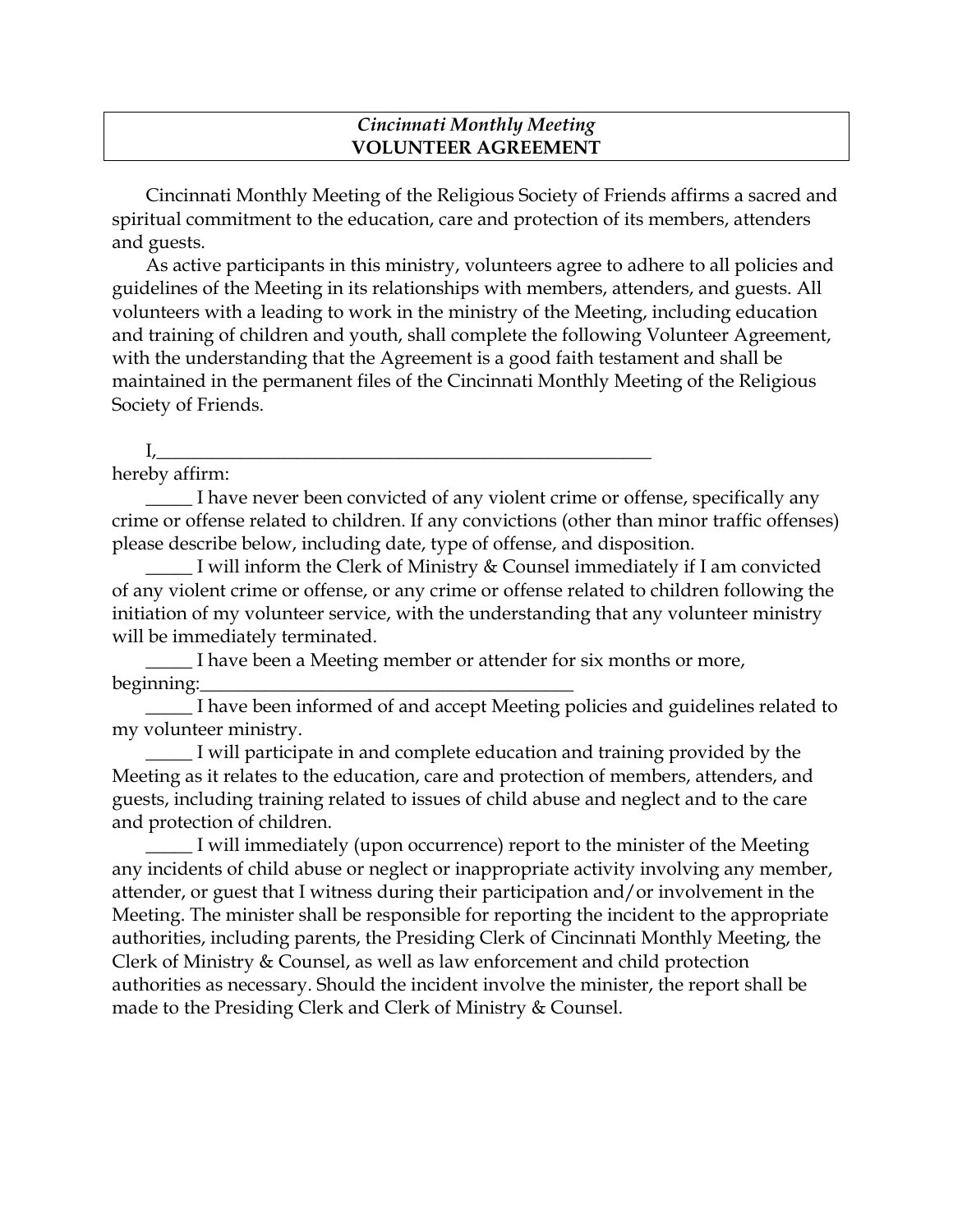*Cincinnati Monthly Meeting*
**VOLUNTEER AGREEMENT**

Cincinnati Monthly Meeting of the Religious Society of Friends affirms a sacred and spiritual commitment to the education, care and protection of its members, attenders and guests.

As active participants in this ministry, volunteers agree to adhere to all policies and guidelines of the Meeting in its relationships with members, attenders, and guests. All volunteers with a leading to work in the ministry of the Meeting, including education and training of children and youth, shall complete the following Volunteer Agreement, with the understanding that the Agreement is a good faith testament and shall be maintained in the permanent files of the Cincinnati Monthly Meeting of the Religious Society of Friends.

I,\_\_\_\_\_\_\_\_\_\_\_\_\_\_\_\_\_\_\_\_\_\_\_\_\_\_\_\_\_\_\_\_\_\_\_\_\_\_\_\_\_\_\_\_\_\_\_\_\_\_\_\_
hereby affirm:

\_\_\_\_\_ I have never been convicted of any violent crime or offense, specifically any crime or offense related to children. If any convictions (other than minor traffic offenses) please describe below, including date, type of offense, and disposition.

\_\_\_\_\_ I will inform the Clerk of Ministry & Counsel immediately if I am convicted of any violent crime or offense, or any crime or offense related to children following the initiation of my volunteer service, with the understanding that any volunteer ministry will be immediately terminated.

\_\_\_\_\_ I have been a Meeting member or attender for six months or more, beginning:\_\_\_\_\_\_\_\_\_\_\_\_\_\_\_\_\_\_\_\_\_\_\_\_\_\_\_\_\_\_\_\_\_\_\_\_\_\_\_\_

\_\_\_\_\_ I have been informed of and accept Meeting policies and guidelines related to my volunteer ministry.

\_\_\_\_\_ I will participate in and complete education and training provided by the Meeting as it relates to the education, care and protection of members, attenders, and guests, including training related to issues of child abuse and neglect and to the care and protection of children.

\_\_\_\_\_ I will immediately (upon occurrence) report to the minister of the Meeting any incidents of child abuse or neglect or inappropriate activity involving any member, attender, or guest that I witness during their participation and/or involvement in the Meeting. The minister shall be responsible for reporting the incident to the appropriate authorities, including parents, the Presiding Clerk of Cincinnati Monthly Meeting, the Clerk of Ministry & Counsel, as well as law enforcement and child protection authorities as necessary. Should the incident involve the minister, the report shall be made to the Presiding Clerk and Clerk of Ministry & Counsel.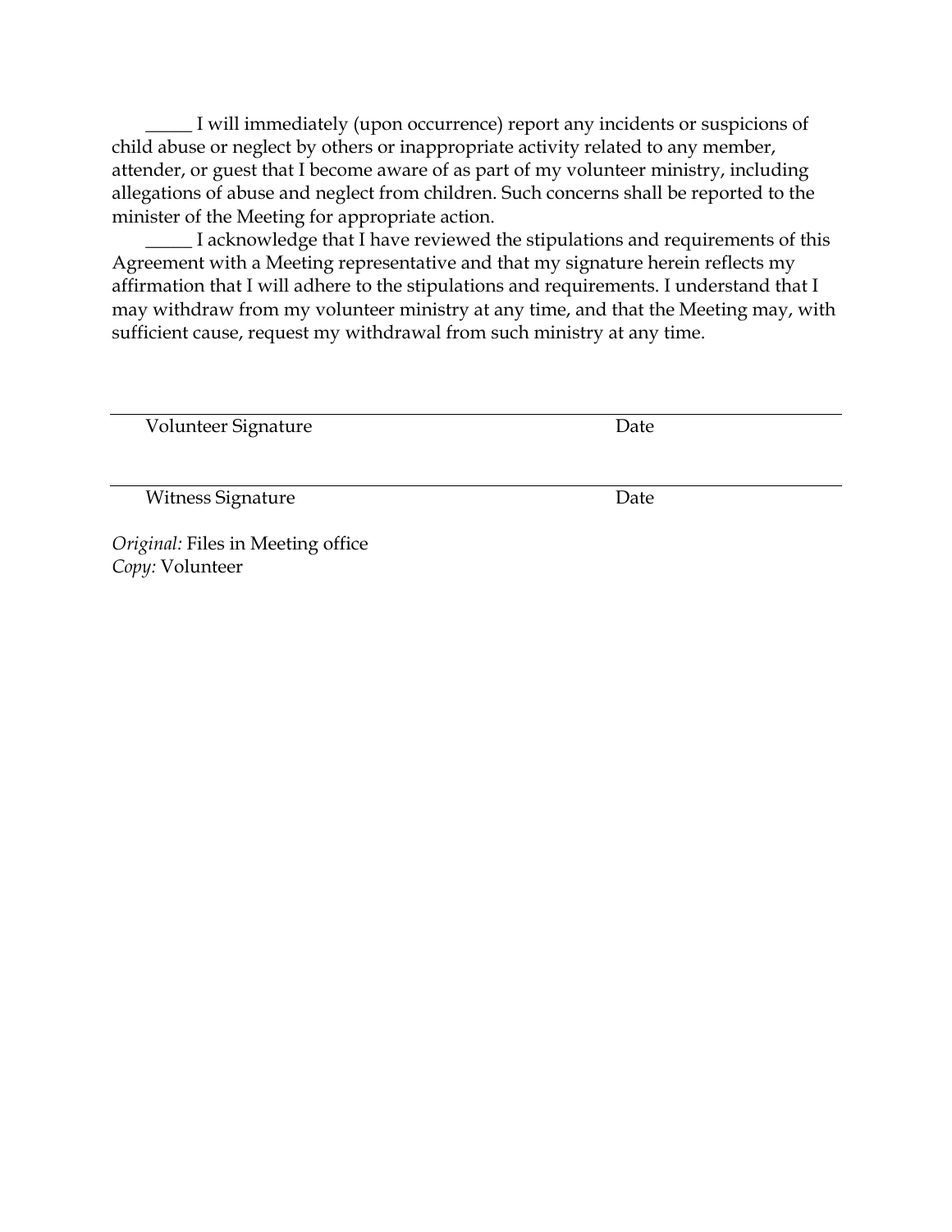_____ I will immediately (upon occurrence) report any incidents or suspicions of child abuse or neglect by others or inappropriate activity related to any member, attender, or guest that I become aware of as part of my volunteer ministry, including allegations of abuse and neglect from children. Such concerns shall be reported to the minister of the Meeting for appropriate action.

_____ I acknowledge that I have reviewed the stipulations and requirements of this Agreement with a Meeting representative and that my signature herein reflects my affirmation that I will adhere to the stipulations and requirements. I understand that I may withdraw from my volunteer ministry at any time, and that the Meeting may, with sufficient cause, request my withdrawal from such ministry at any time.

______________________________________________________________________

Volunteer Signature                                        Date

______________________________________________________________________

Witness Signature                                        Date

*Original:* Files in Meeting office
*Copy:* Volunteer